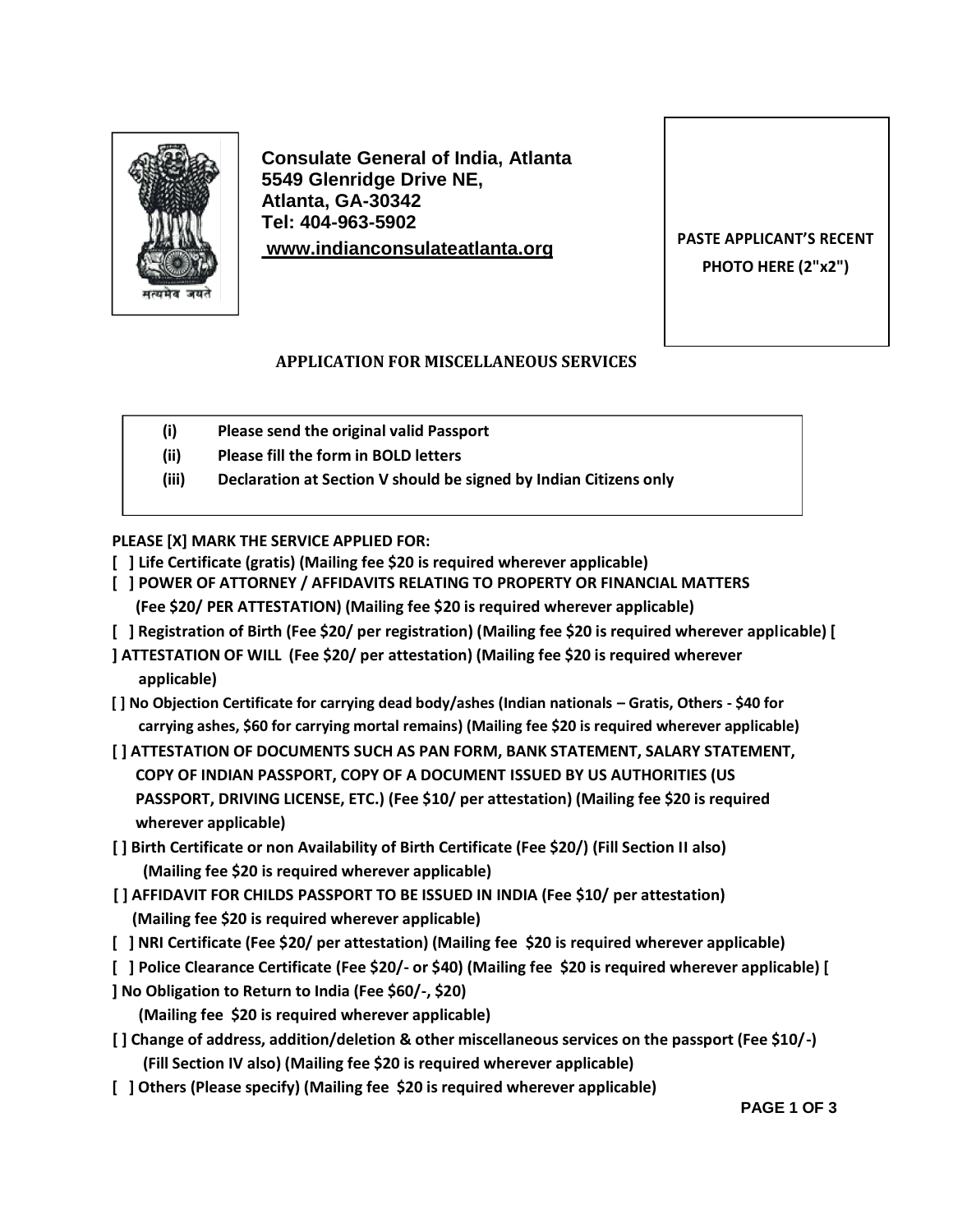सत्यमेव जयते

**Consulate General of India, Atlanta**
**5549 Glenridge Drive NE,**
**Atlanta, GA-30342**
**Tel: 404-963-5902**
**www.indianconsulateatlanta.org**

**PASTE APPLICANT'S RECENT PHOTO HERE (2"x2")**

## APPLICATION FOR MISCELLANEOUS SERVICES

- **(i) Please send the original valid Passport**
- **(ii) Please fill the form in BOLD letters**
- **(iii) Declaration at Section V should be signed by Indian Citizens only**

**PLEASE [X] MARK THE SERVICE APPLIED FOR:**

**[ ] Life Certificate (gratis) (Mailing fee $20 is required wherever applicable)**

**[ ] POWER OF ATTORNEY / AFFIDAVITS RELATING TO PROPERTY OR FINANCIAL MATTERS (Fee $20/ PER ATTESTATION) (Mailing fee $20 is required wherever applicable)**

**[ ] Registration of Birth (Fee $20/ per registration) (Mailing fee $20 is required wherever applicable)**

**[ ] ATTESTATION OF WILL (Fee $20/ per attestation) (Mailing fee $20 is required wherever applicable)**

**[ ] No Objection Certificate for carrying dead body/ashes (Indian nationals – Gratis, Others - $40 for carrying ashes, $60 for carrying mortal remains) (Mailing fee $20 is required wherever applicable)**

**[ ] ATTESTATION OF DOCUMENTS SUCH AS PAN FORM, BANK STATEMENT, SALARY STATEMENT, COPY OF INDIAN PASSPORT, COPY OF A DOCUMENT ISSUED BY US AUTHORITIES (US PASSPORT, DRIVING LICENSE, ETC.) (Fee $10/ per attestation) (Mailing fee $20 is required wherever applicable)**

**[ ] Birth Certificate or non Availability of Birth Certificate (Fee $20/) (Fill Section II also) (Mailing fee $20 is required wherever applicable)**

**[ ] AFFIDAVIT FOR CHILDS PASSPORT TO BE ISSUED IN INDIA (Fee $10/ per attestation) (Mailing fee $20 is required wherever applicable)**

**[ ] NRI Certificate (Fee $20/ per attestation) (Mailing fee $20 is required wherever applicable)**

**[ ] Police Clearance Certificate (Fee $20/- or $40) (Mailing fee $20 is required wherever applicable)**

**[ ] No Obligation to Return to India (Fee $60/-, $20) (Mailing fee $20 is required wherever applicable)**

**[ ] Change of address, addition/deletion & other miscellaneous services on the passport (Fee $10/-) (Fill Section IV also) (Mailing fee $20 is required wherever applicable)**

**[ ] Others (Please specify) (Mailing fee $20 is required wherever applicable)**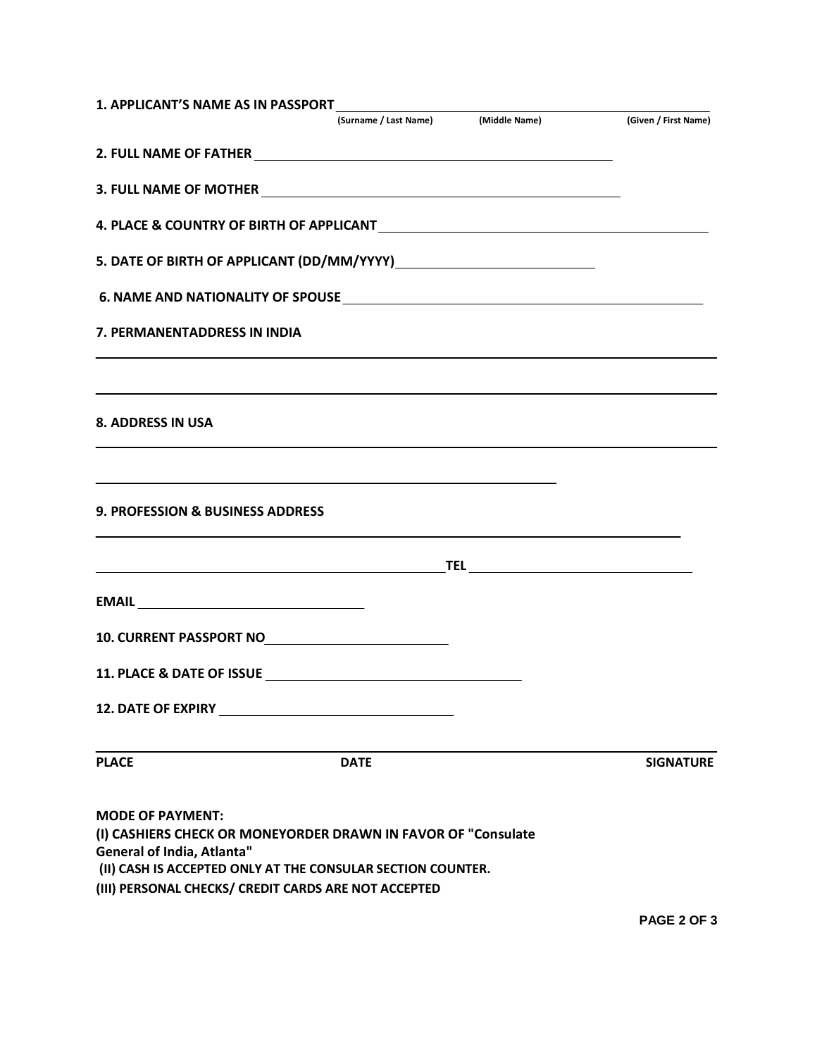1. APPLICANT'S NAME AS IN PASSPORT ______________________________________________

(Surname / Last Name) (Middle Name) (Given / First Name)

2. FULL NAME OF FATHER ______________________________________________

3. FULL NAME OF MOTHER ______________________________________________

4. PLACE & COUNTRY OF BIRTH OF APPLICANT ______________________________________________

5. DATE OF BIRTH OF APPLICANT (DD/MM/YYYY) ______________________________

6. NAME AND NATIONALITY OF SPOUSE ______________________________________________

7. PERMANENTADDRESS IN INDIA

______________________________________________

______________________________________________

8. ADDRESS IN USA

______________________________________________

______________________________________________

9. PROFESSION & BUSINESS ADDRESS

______________________________________________

______________________________ TEL ______________________________

EMAIL ______________________________

10. CURRENT PASSPORT NO ______________________________

11. PLACE & DATE OF ISSUE ______________________________

12. DATE OF EXPIRY ______________________________

______________________________________________

PLACE DATE SIGNATURE

**MODE OF PAYMENT:**

**(I) CASHIERS CHECK OR MONEYORDER DRAWN IN FAVOR OF "Consulate General of India, Atlanta"**

**(II) CASH IS ACCEPTED ONLY AT THE CONSULAR SECTION COUNTER.**

**(III) PERSONAL CHECKS/ CREDIT CARDS ARE NOT ACCEPTED**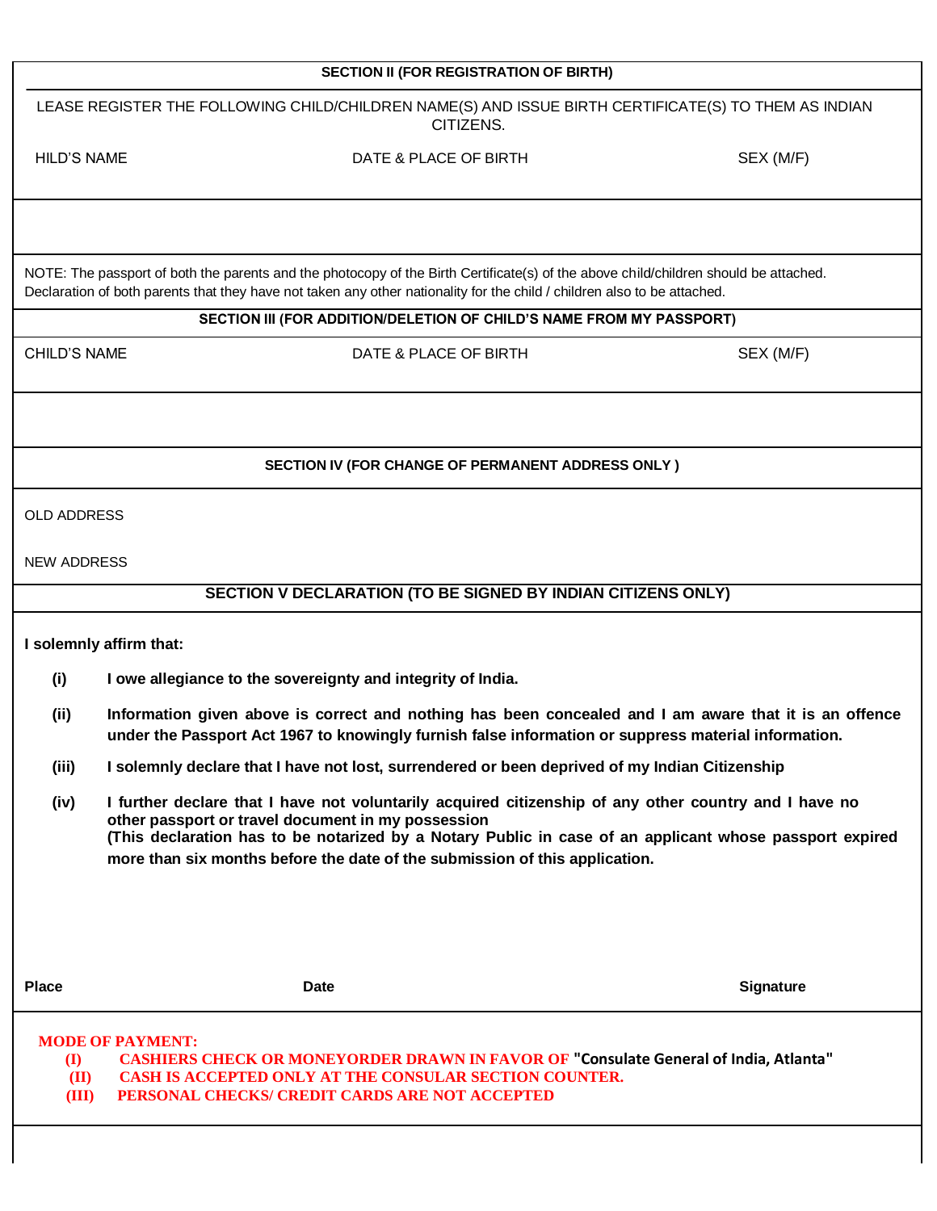**SECTION II (FOR REGISTRATION OF BIRTH)**

LEASE REGISTER THE FOLLOWING CHILD/CHILDREN NAME(S) AND ISSUE BIRTH CERTIFICATE(S) TO THEM AS INDIAN CITIZENS.

| HILD'S NAME | DATE & PLACE OF BIRTH | SEX (M/F) |
|---|---|---|
| | | |

NOTE: The passport of both the parents and the photocopy of the Birth Certificate(s) of the above child/children should be attached. Declaration of both parents that they have not taken any other nationality for the child / children also to be attached.

**SECTION III (FOR ADDITION/DELETION OF CHILD'S NAME FROM MY PASSPORT)**

| CHILD'S NAME | DATE & PLACE OF BIRTH | SEX (M/F) |
|---|---|---|
| | | |

**SECTION IV (FOR CHANGE OF PERMANENT ADDRESS ONLY )**

OLD ADDRESS

NEW ADDRESS

**SECTION V DECLARATION (TO BE SIGNED BY INDIAN CITIZENS ONLY)**

**I solemnly affirm that:**

**(i)** **I owe allegiance to the sovereignty and integrity of India.**

**(ii)** **Information given above is correct and nothing has been concealed and I am aware that it is an offence under the Passport Act 1967 to knowingly furnish false information or suppress material information.**

**(iii)** **I solemnly declare that I have not lost, surrendered or been deprived of my Indian Citizenship**

**(iv)** **I further declare that I have not voluntarily acquired citizenship of any other country and I have no other passport or travel document in my possession**
**(This declaration has to be notarized by a Notary Public in case of an applicant whose passport expired more than six months before the date of the submission of this application.**

**Place** **Date** **Signature**

**MODE OF PAYMENT:**

**(I)** **CASHIERS CHECK OR MONEYORDER DRAWN IN FAVOR OF "Consulate General of India, Atlanta"**
**(II)** **CASH IS ACCEPTED ONLY AT THE CONSULAR SECTION COUNTER.**
**(III)** **PERSONAL CHECKS/ CREDIT CARDS ARE NOT ACCEPTED**